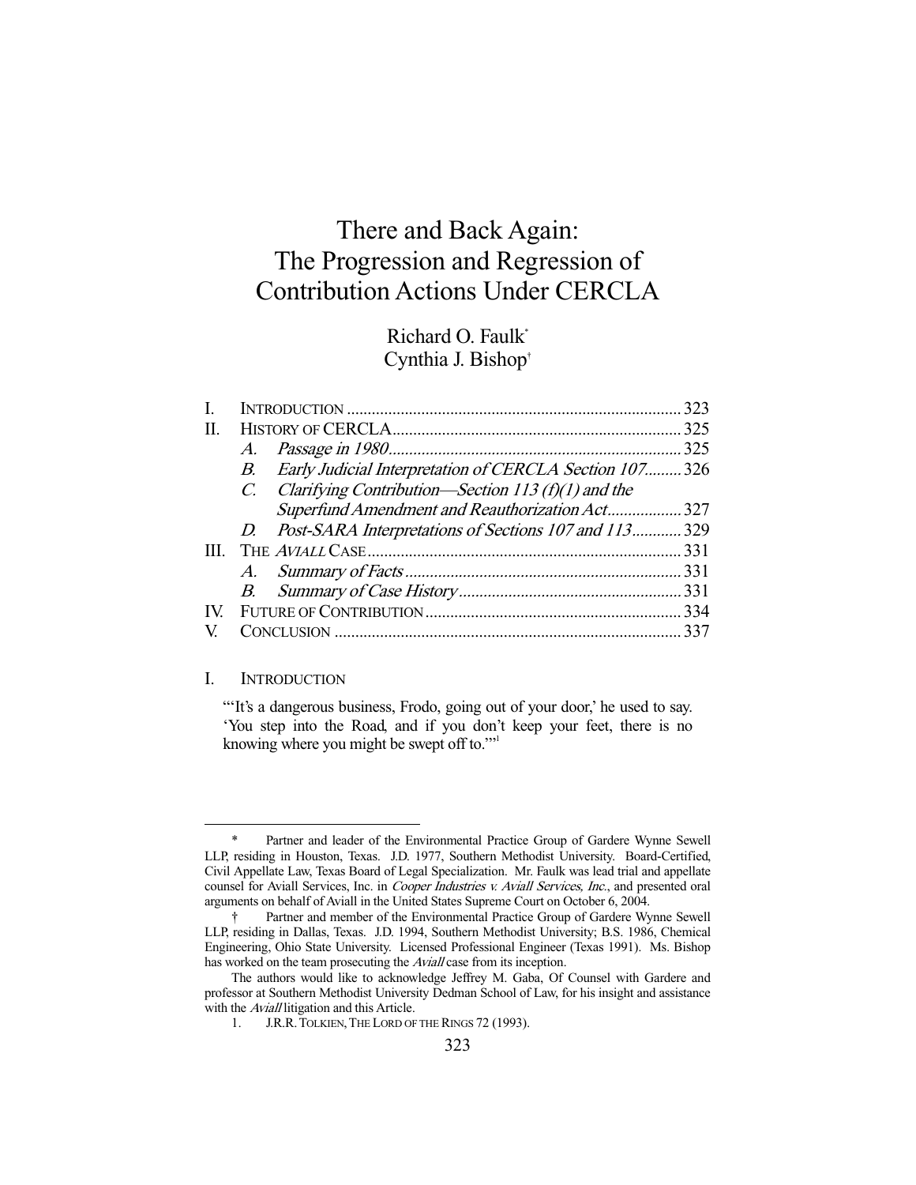# There and Back Again: The Progression and Regression of Contribution Actions Under CERCLA

Richard O. Faulk*
Cynthia J. Bishop†

| | | Page |
|---|---|---|
| I. | INTRODUCTION | 323 |
| II. | HISTORY OF CERCLA | 325 |
| | A. *Passage in 1980* | 325 |
| | B. *Early Judicial Interpretation of CERCLA Section 107* | 326 |
| | C. *Clarifying Contribution—Section 113 (f)(1) and the Superfund Amendment and Reauthorization Act* | 327 |
| | D. *Post-SARA Interpretations of Sections 107 and 113* | 329 |
| III. | THE *AVIALL* CASE | 331 |
| | A. *Summary of Facts* | 331 |
| | B. *Summary of Case History* | 331 |
| IV. | FUTURE OF CONTRIBUTION | 334 |
| V. | CONCLUSION | 337 |

## I. INTRODUCTION

> "'It's a dangerous business, Frodo, going out of your door,' he used to say. 'You step into the Road, and if you don't keep your feet, there is no knowing where you might be swept off to.'"[1]

---

\* Partner and leader of the Environmental Practice Group of Gardere Wynne Sewell LLP, residing in Houston, Texas. J.D. 1977, Southern Methodist University. Board-Certified, Civil Appellate Law, Texas Board of Legal Specialization. Mr. Faulk was lead trial and appellate counsel for Aviall Services, Inc. in *Cooper Industries v. Aviall Services, Inc.*, and presented oral arguments on behalf of Aviall in the United States Supreme Court on October 6, 2004.

† Partner and member of the Environmental Practice Group of Gardere Wynne Sewell LLP, residing in Dallas, Texas. J.D. 1994, Southern Methodist University; B.S. 1986, Chemical Engineering, Ohio State University. Licensed Professional Engineer (Texas 1991). Ms. Bishop has worked on the team prosecuting the *Aviall* case from its inception.

The authors would like to acknowledge Jeffrey M. Gaba, Of Counsel with Gardere and professor at Southern Methodist University Dedman School of Law, for his insight and assistance with the *Aviall* litigation and this Article.

1. J.R.R. TOLKIEN, THE LORD OF THE RINGS 72 (1993).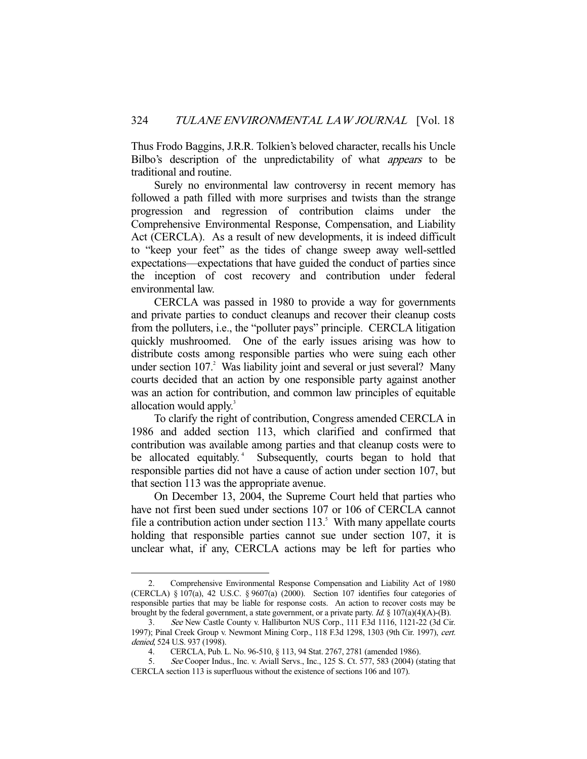Thus Frodo Baggins, J.R.R. Tolkien's beloved character, recalls his Uncle Bilbo's description of the unpredictability of what *appears* to be traditional and routine.

Surely no environmental law controversy in recent memory has followed a path filled with more surprises and twists than the strange progression and regression of contribution claims under the Comprehensive Environmental Response, Compensation, and Liability Act (CERCLA). As a result of new developments, it is indeed difficult to "keep your feet" as the tides of change sweep away well-settled expectations—expectations that have guided the conduct of parties since the inception of cost recovery and contribution under federal environmental law.

CERCLA was passed in 1980 to provide a way for governments and private parties to conduct cleanups and recover their cleanup costs from the polluters, i.e., the "polluter pays" principle. CERCLA litigation quickly mushroomed. One of the early issues arising was how to distribute costs among responsible parties who were suing each other under section 107.[2] Was liability joint and several or just several? Many courts decided that an action by one responsible party against another was an action for contribution, and common law principles of equitable allocation would apply.[3]

To clarify the right of contribution, Congress amended CERCLA in 1986 and added section 113, which clarified and confirmed that contribution was available among parties and that cleanup costs were to be allocated equitably.[4] Subsequently, courts began to hold that responsible parties did not have a cause of action under section 107, but that section 113 was the appropriate avenue.

On December 13, 2004, the Supreme Court held that parties who have not first been sued under sections 107 or 106 of CERCLA cannot file a contribution action under section 113.[5] With many appellate courts holding that responsible parties cannot sue under section 107, it is unclear what, if any, CERCLA actions may be left for parties who

---

2. Comprehensive Environmental Response Compensation and Liability Act of 1980 (CERCLA) § 107(a), 42 U.S.C. § 9607(a) (2000). Section 107 identifies four categories of responsible parties that may be liable for response costs. An action to recover costs may be brought by the federal government, a state government, or a private party. *Id.* § 107(a)(4)(A)-(B).

3. *See* New Castle County v. Halliburton NUS Corp., 111 F.3d 1116, 1121-22 (3d Cir. 1997); Pinal Creek Group v. Newmont Mining Corp., 118 F.3d 1298, 1303 (9th Cir. 1997), *cert. denied*, 524 U.S. 937 (1998).

4. CERCLA, Pub. L. No. 96-510, § 113, 94 Stat. 2767, 2781 (amended 1986).

5. *See* Cooper Indus., Inc. v. Aviall Servs., Inc., 125 S. Ct. 577, 583 (2004) (stating that CERCLA section 113 is superfluous without the existence of sections 106 and 107).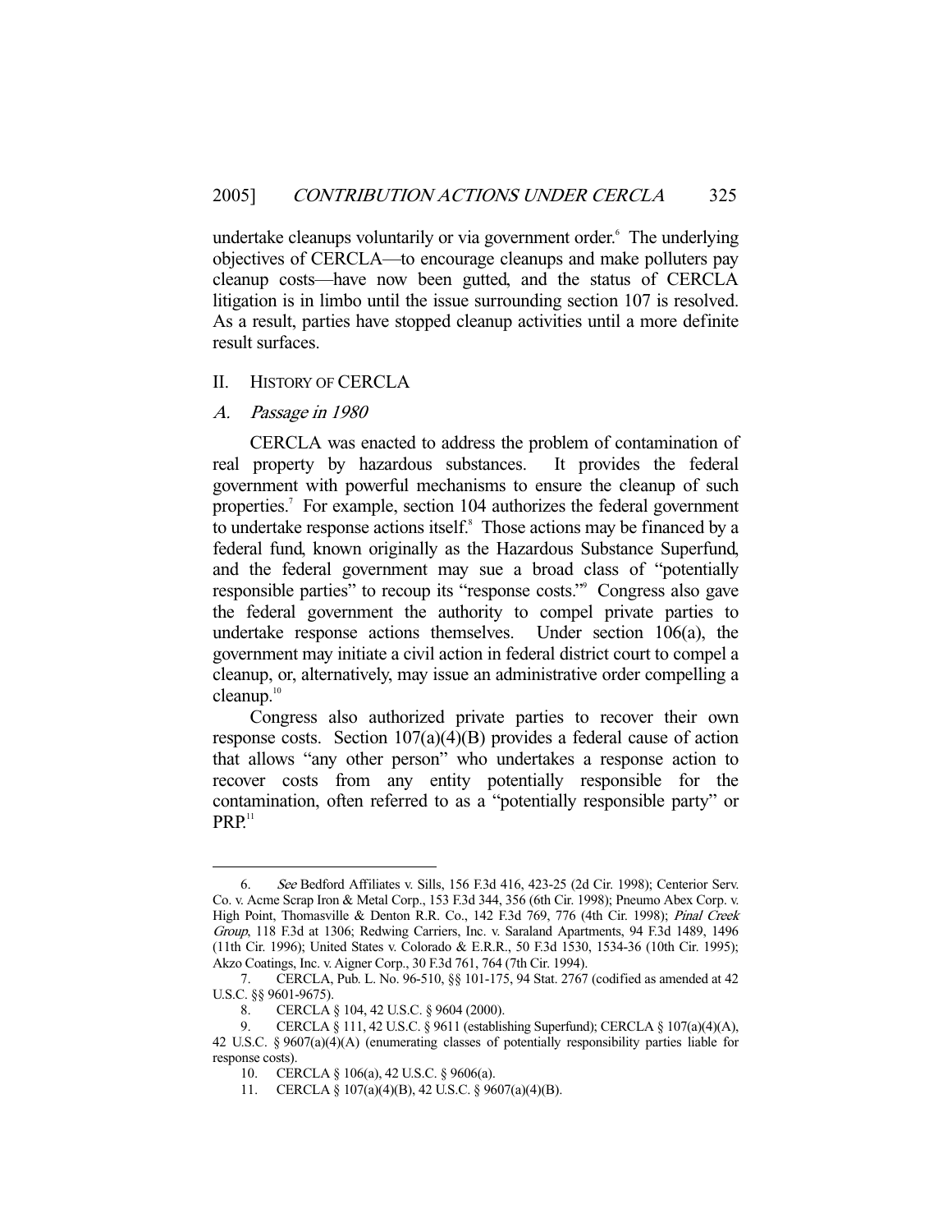undertake cleanups voluntarily or via government order.[6] The underlying objectives of CERCLA—to encourage cleanups and make polluters pay cleanup costs—have now been gutted, and the status of CERCLA litigation is in limbo until the issue surrounding section 107 is resolved. As a result, parties have stopped cleanup activities until a more definite result surfaces.

## II. History of CERCLA

### A. *Passage in 1980*

CERCLA was enacted to address the problem of contamination of real property by hazardous substances. It provides the federal government with powerful mechanisms to ensure the cleanup of such properties.[7] For example, section 104 authorizes the federal government to undertake response actions itself.[8] Those actions may be financed by a federal fund, known originally as the Hazardous Substance Superfund, and the federal government may sue a broad class of "potentially responsible parties" to recoup its "response costs."[9] Congress also gave the federal government the authority to compel private parties to undertake response actions themselves. Under section 106(a), the government may initiate a civil action in federal district court to compel a cleanup, or, alternatively, may issue an administrative order compelling a cleanup.[10]

Congress also authorized private parties to recover their own response costs. Section 107(a)(4)(B) provides a federal cause of action that allows "any other person" who undertakes a response action to recover costs from any entity potentially responsible for the contamination, often referred to as a "potentially responsible party" or PRP.[11]

---

6. *See* Bedford Affiliates v. Sills, 156 F.3d 416, 423-25 (2d Cir. 1998); Centerior Serv. Co. v. Acme Scrap Iron & Metal Corp., 153 F.3d 344, 356 (6th Cir. 1998); Pneumo Abex Corp. v. High Point, Thomasville & Denton R.R. Co., 142 F.3d 769, 776 (4th Cir. 1998); *Pinal Creek Group*, 118 F.3d at 1306; Redwing Carriers, Inc. v. Saraland Apartments, 94 F.3d 1489, 1496 (11th Cir. 1996); United States v. Colorado & E.R.R., 50 F.3d 1530, 1534-36 (10th Cir. 1995); Akzo Coatings, Inc. v. Aigner Corp., 30 F.3d 761, 764 (7th Cir. 1994).

7. CERCLA, Pub. L. No. 96-510, §§ 101-175, 94 Stat. 2767 (codified as amended at 42 U.S.C. §§ 9601-9675).

8. CERCLA § 104, 42 U.S.C. § 9604 (2000).

9. CERCLA § 111, 42 U.S.C. § 9611 (establishing Superfund); CERCLA § 107(a)(4)(A), 42 U.S.C. § 9607(a)(4)(A) (enumerating classes of potentially responsibility parties liable for response costs).

10. CERCLA § 106(a), 42 U.S.C. § 9606(a).

11. CERCLA § 107(a)(4)(B), 42 U.S.C. § 9607(a)(4)(B).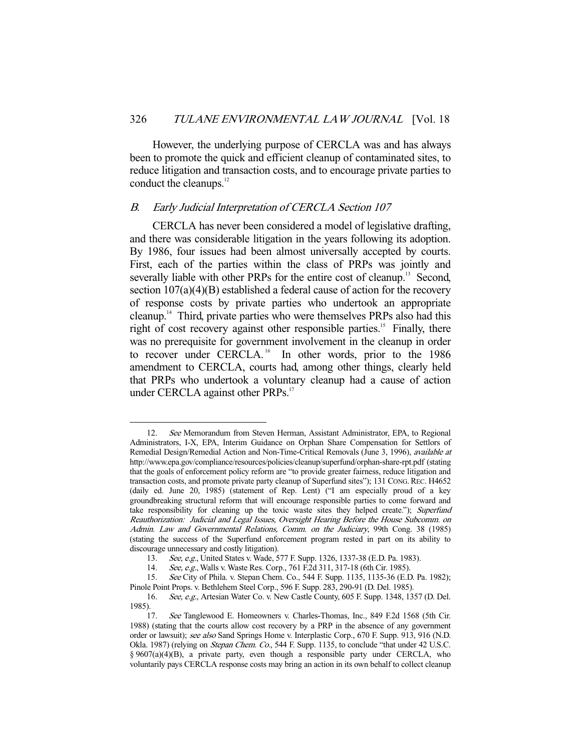However, the underlying purpose of CERCLA was and has always been to promote the quick and efficient cleanup of contaminated sites, to reduce litigation and transaction costs, and to encourage private parties to conduct the cleanups.[12]

### B. *Early Judicial Interpretation of CERCLA Section 107*

CERCLA has never been considered a model of legislative drafting, and there was considerable litigation in the years following its adoption. By 1986, four issues had been almost universally accepted by courts. First, each of the parties within the class of PRPs was jointly and severally liable with other PRPs for the entire cost of cleanup.[13] Second, section 107(a)(4)(B) established a federal cause of action for the recovery of response costs by private parties who undertook an appropriate cleanup.[14] Third, private parties who were themselves PRPs also had this right of cost recovery against other responsible parties.[15] Finally, there was no prerequisite for government involvement in the cleanup in order to recover under CERCLA.[16] In other words, prior to the 1986 amendment to CERCLA, courts had, among other things, clearly held that PRPs who undertook a voluntary cleanup had a cause of action under CERCLA against other PRPs.[17]

---

12. *See* Memorandum from Steven Herman, Assistant Administrator, EPA, to Regional Administrators, I-X, EPA, Interim Guidance on Orphan Share Compensation for Settlors of Remedial Design/Remedial Action and Non-Time-Critical Removals (June 3, 1996), *available at* http://www.epa.gov/compliance/resources/policies/cleanup/superfund/orphan-share-rpt.pdf (stating that the goals of enforcement policy reform are "to provide greater fairness, reduce litigation and transaction costs, and promote private party cleanup of Superfund sites"); 131 CONG. REC. H4652 (daily ed. June 20, 1985) (statement of Rep. Lent) ("I am especially proud of a key groundbreaking structural reform that will encourage responsible parties to come forward and take responsibility for cleaning up the toxic waste sites they helped create."); *Superfund Reauthorization: Judicial and Legal Issues, Oversight Hearing Before the House Subcomm. on Admin. Law and Governmental Relations, Comm. on the Judiciary*, 99th Cong. 38 (1985) (stating the success of the Superfund enforcement program rested in part on its ability to discourage unnecessary and costly litigation).

13. *See, e.g.*, United States v. Wade, 577 F. Supp. 1326, 1337-38 (E.D. Pa. 1983).

14. *See, e.g.*, Walls v. Waste Res. Corp., 761 F.2d 311, 317-18 (6th Cir. 1985).

15. *See* City of Phila. v. Stepan Chem. Co., 544 F. Supp. 1135, 1135-36 (E.D. Pa. 1982); Pinole Point Props. v. Bethlehem Steel Corp., 596 F. Supp. 283, 290-91 (D. Del. 1985).

16. *See, e.g.*, Artesian Water Co. v. New Castle County, 605 F. Supp. 1348, 1357 (D. Del. 1985).

17. *See* Tanglewood E. Homeowners v. Charles-Thomas, Inc., 849 F.2d 1568 (5th Cir. 1988) (stating that the courts allow cost recovery by a PRP in the absence of any government order or lawsuit); *see also* Sand Springs Home v. Interplastic Corp., 670 F. Supp. 913, 916 (N.D. Okla. 1987) (relying on *Stepan Chem. Co.*, 544 F. Supp. 1135, to conclude "that under 42 U.S.C. § 9607(a)(4)(B), a private party, even though a responsible party under CERCLA, who voluntarily pays CERCLA response costs may bring an action in its own behalf to collect cleanup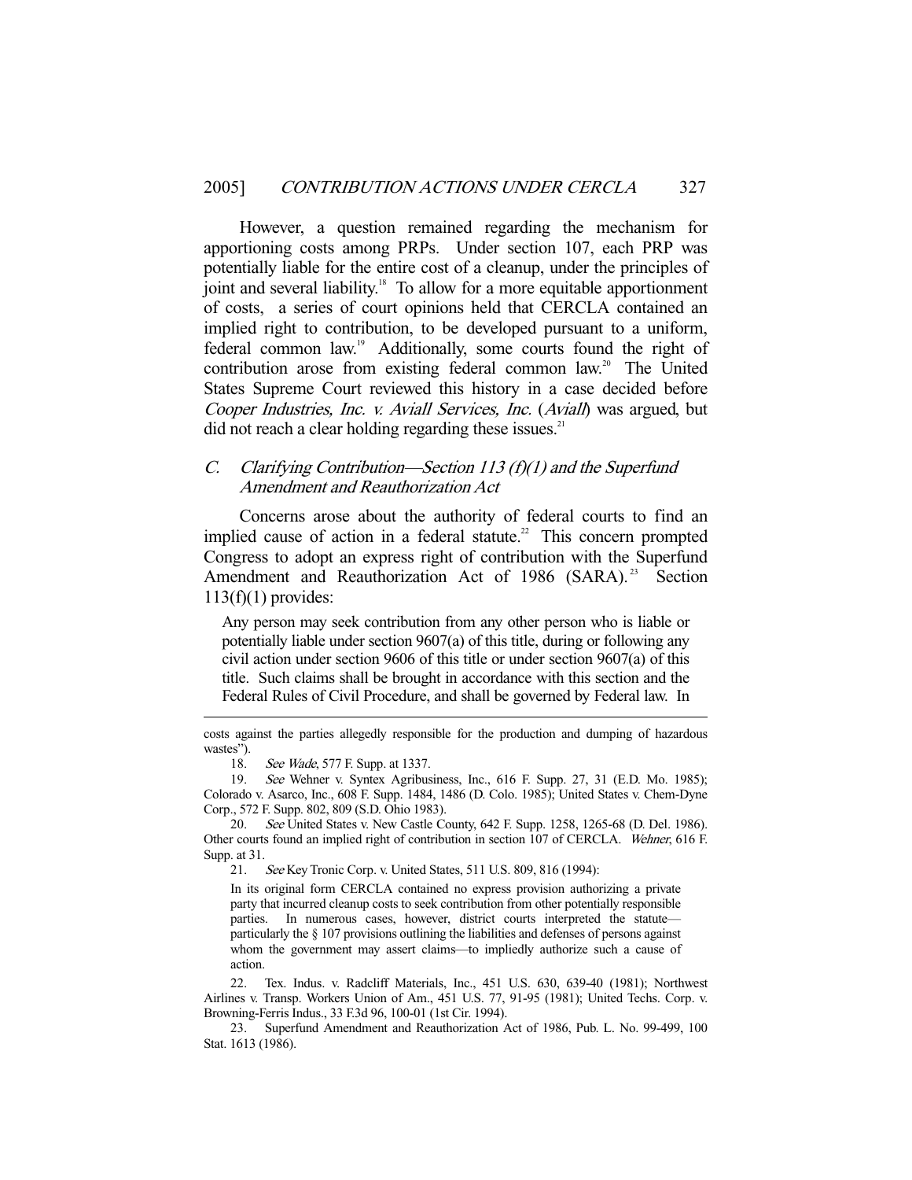However, a question remained regarding the mechanism for apportioning costs among PRPs. Under section 107, each PRP was potentially liable for the entire cost of a cleanup, under the principles of joint and several liability.[18] To allow for a more equitable apportionment of costs, a series of court opinions held that CERCLA contained an implied right to contribution, to be developed pursuant to a uniform, federal common law.[19] Additionally, some courts found the right of contribution arose from existing federal common law.[20] The United States Supreme Court reviewed this history in a case decided before *Cooper Industries, Inc. v. Aviall Services, Inc.* (*Aviall*) was argued, but did not reach a clear holding regarding these issues.[21]

## C. *Clarifying Contribution—Section 113 (f)(1) and the Superfund Amendment and Reauthorization Act*

Concerns arose about the authority of federal courts to find an implied cause of action in a federal statute.[22] This concern prompted Congress to adopt an express right of contribution with the Superfund Amendment and Reauthorization Act of 1986 (SARA).[23] Section 113(f)(1) provides:

> Any person may seek contribution from any other person who is liable or potentially liable under section 9607(a) of this title, during or following any civil action under section 9606 of this title or under section 9607(a) of this title. Such claims shall be brought in accordance with this section and the Federal Rules of Civil Procedure, and shall be governed by Federal law. In

---

costs against the parties allegedly responsible for the production and dumping of hazardous wastes").

18. *See Wade*, 577 F. Supp. at 1337.

19. *See* Wehner v. Syntex Agribusiness, Inc., 616 F. Supp. 27, 31 (E.D. Mo. 1985); Colorado v. Asarco, Inc., 608 F. Supp. 1484, 1486 (D. Colo. 1985); United States v. Chem-Dyne Corp., 572 F. Supp. 802, 809 (S.D. Ohio 1983).

20. *See* United States v. New Castle County, 642 F. Supp. 1258, 1265-68 (D. Del. 1986). Other courts found an implied right of contribution in section 107 of CERCLA. *Wehner*, 616 F. Supp. at 31.

21. *See* Key Tronic Corp. v. United States, 511 U.S. 809, 816 (1994):

> In its original form CERCLA contained no express provision authorizing a private party that incurred cleanup costs to seek contribution from other potentially responsible parties. In numerous cases, however, district courts interpreted the statute—particularly the § 107 provisions outlining the liabilities and defenses of persons against whom the government may assert claims—to impliedly authorize such a cause of action.

22. Tex. Indus. v. Radcliff Materials, Inc., 451 U.S. 630, 639-40 (1981); Northwest Airlines v. Transp. Workers Union of Am., 451 U.S. 77, 91-95 (1981); United Techs. Corp. v. Browning-Ferris Indus., 33 F.3d 96, 100-01 (1st Cir. 1994).

23. Superfund Amendment and Reauthorization Act of 1986, Pub. L. No. 99-499, 100 Stat. 1613 (1986).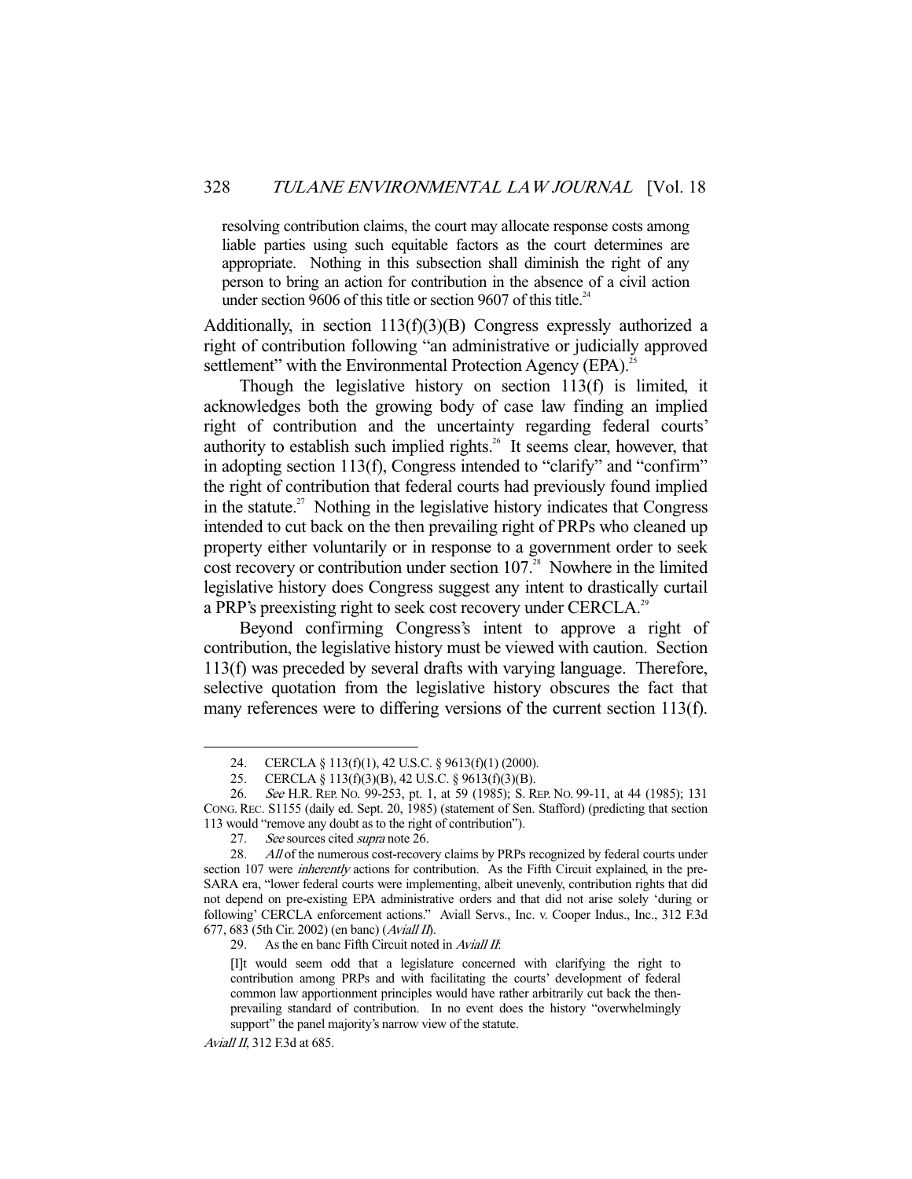> resolving contribution claims, the court may allocate response costs among liable parties using such equitable factors as the court determines are appropriate. Nothing in this subsection shall diminish the right of any person to bring an action for contribution in the absence of a civil action under section 9606 of this title or section 9607 of this title.[24]

Additionally, in section 113(f)(3)(B) Congress expressly authorized a right of contribution following "an administrative or judicially approved settlement" with the Environmental Protection Agency (EPA).[25]

Though the legislative history on section 113(f) is limited, it acknowledges both the growing body of case law finding an implied right of contribution and the uncertainty regarding federal courts' authority to establish such implied rights.[26] It seems clear, however, that in adopting section 113(f), Congress intended to "clarify" and "confirm" the right of contribution that federal courts had previously found implied in the statute.[27] Nothing in the legislative history indicates that Congress intended to cut back on the then prevailing right of PRPs who cleaned up property either voluntarily or in response to a government order to seek cost recovery or contribution under section 107.[28] Nowhere in the limited legislative history does Congress suggest any intent to drastically curtail a PRP's preexisting right to seek cost recovery under CERCLA.[29]

Beyond confirming Congress's intent to approve a right of contribution, the legislative history must be viewed with caution. Section 113(f) was preceded by several drafts with varying language. Therefore, selective quotation from the legislative history obscures the fact that many references were to differing versions of the current section 113(f).

---

24. CERCLA § 113(f)(1), 42 U.S.C. § 9613(f)(1) (2000).

25. CERCLA § 113(f)(3)(B), 42 U.S.C. § 9613(f)(3)(B).

26. *See* H.R. REP. NO. 99-253, pt. 1, at 59 (1985); S. REP. NO. 99-11, at 44 (1985); 131 CONG. REC. S1155 (daily ed. Sept. 20, 1985) (statement of Sen. Stafford) (predicting that section 113 would "remove any doubt as to the right of contribution").

27. *See* sources cited *supra* note 26.

28. *All* of the numerous cost-recovery claims by PRPs recognized by federal courts under section 107 were *inherently* actions for contribution. As the Fifth Circuit explained, in the pre-SARA era, "lower federal courts were implementing, albeit unevenly, contribution rights that did not depend on pre-existing EPA administrative orders and that did not arise solely 'during or following' CERCLA enforcement actions." Aviall Servs., Inc. v. Cooper Indus., Inc., 312 F.3d 677, 683 (5th Cir. 2002) (en banc) (*Aviall II*).

29. As the en banc Fifth Circuit noted in *Aviall II*:

> [I]t would seem odd that a legislature concerned with clarifying the right to contribution among PRPs and with facilitating the courts' development of federal common law apportionment principles would have rather arbitrarily cut back the then-prevailing standard of contribution. In no event does the history "overwhelmingly support" the panel majority's narrow view of the statute.

*Aviall II*, 312 F.3d at 685.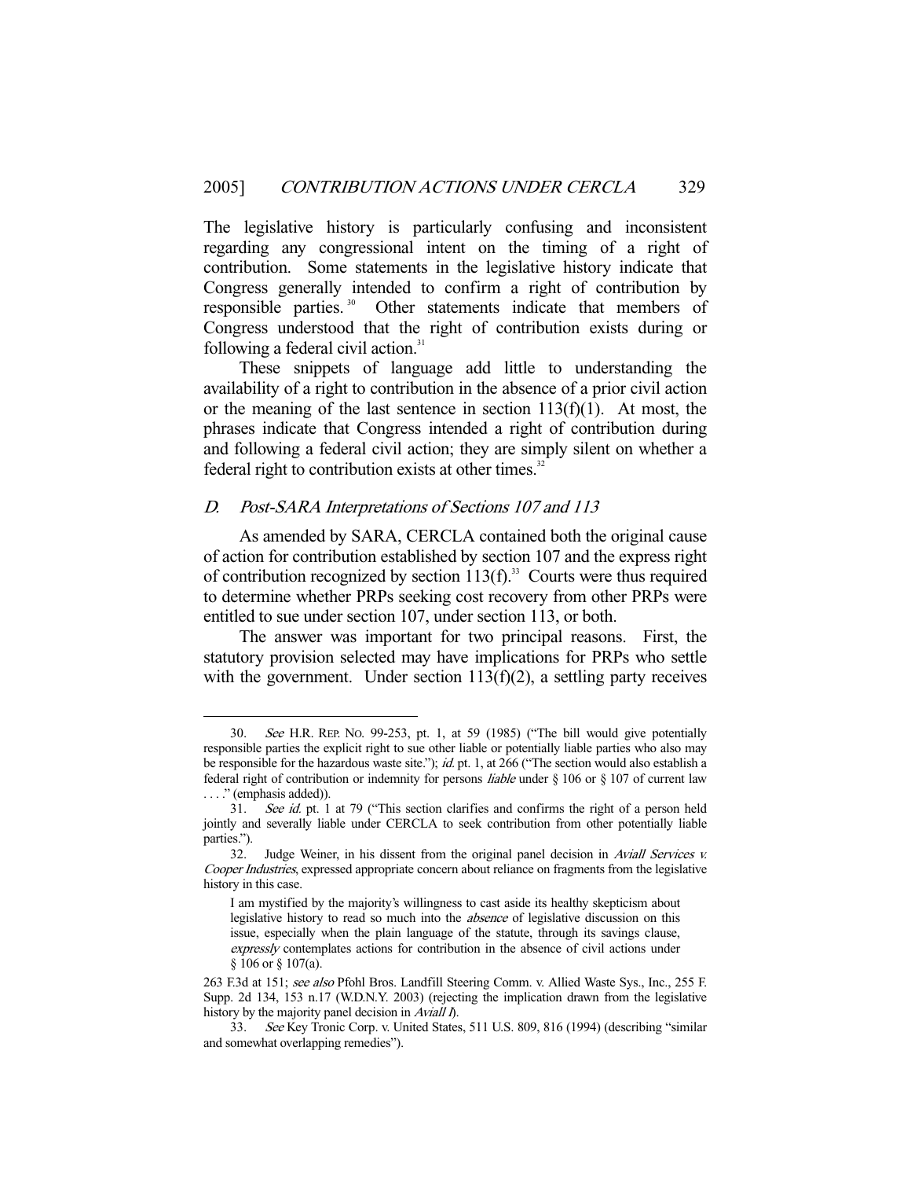The legislative history is particularly confusing and inconsistent regarding any congressional intent on the timing of a right of contribution. Some statements in the legislative history indicate that Congress generally intended to confirm a right of contribution by responsible parties.[30] Other statements indicate that members of Congress understood that the right of contribution exists during or following a federal civil action.[31]

These snippets of language add little to understanding the availability of a right to contribution in the absence of a prior civil action or the meaning of the last sentence in section 113(f)(1). At most, the phrases indicate that Congress intended a right of contribution during and following a federal civil action; they are simply silent on whether a federal right to contribution exists at other times.[32]

### *D. Post-SARA Interpretations of Sections 107 and 113*

As amended by SARA, CERCLA contained both the original cause of action for contribution established by section 107 and the express right of contribution recognized by section 113(f).[33] Courts were thus required to determine whether PRPs seeking cost recovery from other PRPs were entitled to sue under section 107, under section 113, or both.

The answer was important for two principal reasons. First, the statutory provision selected may have implications for PRPs who settle with the government. Under section 113(f)(2), a settling party receives

---

30. *See* H.R. REP. NO. 99-253, pt. 1, at 59 (1985) ("The bill would give potentially responsible parties the explicit right to sue other liable or potentially liable parties who also may be responsible for the hazardous waste site."); *id.* pt. 1, at 266 ("The section would also establish a federal right of contribution or indemnity for persons *liable* under § 106 or § 107 of current law . . . ." (emphasis added)).

31. *See id.* pt. 1 at 79 ("This section clarifies and confirms the right of a person held jointly and severally liable under CERCLA to seek contribution from other potentially liable parties.").

32. Judge Weiner, in his dissent from the original panel decision in *Aviall Services v. Cooper Industries*, expressed appropriate concern about reliance on fragments from the legislative history in this case.

> I am mystified by the majority's willingness to cast aside its healthy skepticism about legislative history to read so much into the *absence* of legislative discussion on this issue, especially when the plain language of the statute, through its savings clause, *expressly* contemplates actions for contribution in the absence of civil actions under § 106 or § 107(a).

263 F.3d at 151; *see also* Pfohl Bros. Landfill Steering Comm. v. Allied Waste Sys., Inc., 255 F. Supp. 2d 134, 153 n.17 (W.D.N.Y. 2003) (rejecting the implication drawn from the legislative history by the majority panel decision in *Aviall I*).

33. *See* Key Tronic Corp. v. United States, 511 U.S. 809, 816 (1994) (describing "similar and somewhat overlapping remedies").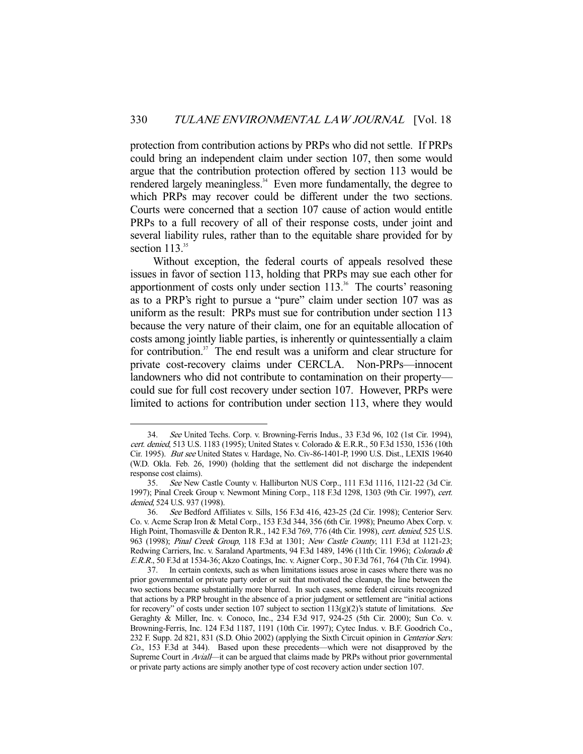protection from contribution actions by PRPs who did not settle. If PRPs could bring an independent claim under section 107, then some would argue that the contribution protection offered by section 113 would be rendered largely meaningless.[34] Even more fundamentally, the degree to which PRPs may recover could be different under the two sections. Courts were concerned that a section 107 cause of action would entitle PRPs to a full recovery of all of their response costs, under joint and several liability rules, rather than to the equitable share provided for by section 113.[35]

Without exception, the federal courts of appeals resolved these issues in favor of section 113, holding that PRPs may sue each other for apportionment of costs only under section 113.[36] The courts' reasoning as to a PRP's right to pursue a "pure" claim under section 107 was as uniform as the result: PRPs must sue for contribution under section 113 because the very nature of their claim, one for an equitable allocation of costs among jointly liable parties, is inherently or quintessentially a claim for contribution.[37] The end result was a uniform and clear structure for private cost-recovery claims under CERCLA. Non-PRPs—innocent landowners who did not contribute to contamination on their property—could sue for full cost recovery under section 107. However, PRPs were limited to actions for contribution under section 113, where they would

---

34. *See* United Techs. Corp. v. Browning-Ferris Indus., 33 F.3d 96, 102 (1st Cir. 1994), *cert. denied*, 513 U.S. 1183 (1995); United States v. Colorado & E.R.R., 50 F.3d 1530, 1536 (10th Cir. 1995). *But see* United States v. Hardage, No. Civ-86-1401-P, 1990 U.S. Dist., LEXIS 19640 (W.D. Okla. Feb. 26, 1990) (holding that the settlement did not discharge the independent response cost claims).

35. *See* New Castle County v. Halliburton NUS Corp., 111 F.3d 1116, 1121-22 (3d Cir. 1997); Pinal Creek Group v. Newmont Mining Corp., 118 F.3d 1298, 1303 (9th Cir. 1997), *cert. denied*, 524 U.S. 937 (1998).

36. *See* Bedford Affiliates v. Sills, 156 F.3d 416, 423-25 (2d Cir. 1998); Centerior Serv. Co. v. Acme Scrap Iron & Metal Corp., 153 F.3d 344, 356 (6th Cir. 1998); Pneumo Abex Corp. v. High Point, Thomasville & Denton R.R., 142 F.3d 769, 776 (4th Cir. 1998), *cert. denied*, 525 U.S. 963 (1998); *Pinal Creek Group*, 118 F.3d at 1301; *New Castle County*, 111 F.3d at 1121-23; Redwing Carriers, Inc. v. Saraland Apartments, 94 F.3d 1489, 1496 (11th Cir. 1996); *Colorado & E.R.R.*, 50 F.3d at 1534-36; Akzo Coatings, Inc. v. Aigner Corp., 30 F.3d 761, 764 (7th Cir. 1994).

37. In certain contexts, such as when limitations issues arose in cases where there was no prior governmental or private party order or suit that motivated the cleanup, the line between the two sections became substantially more blurred. In such cases, some federal circuits recognized that actions by a PRP brought in the absence of a prior judgment or settlement are "initial actions for recovery" of costs under section 107 subject to section 113(g)(2)'s statute of limitations. *See* Geraghty & Miller, Inc. v. Conoco, Inc., 234 F.3d 917, 924-25 (5th Cir. 2000); Sun Co. v. Browning-Ferris, Inc. 124 F.3d 1187, 1191 (10th Cir. 1997); Cytec Indus. v. B.F. Goodrich Co., 232 F. Supp. 2d 821, 831 (S.D. Ohio 2002) (applying the Sixth Circuit opinion in *Centerior Serv. Co.*, 153 F.3d at 344). Based upon these precedents—which were not disapproved by the Supreme Court in *Aviall*—it can be argued that claims made by PRPs without prior governmental or private party actions are simply another type of cost recovery action under section 107.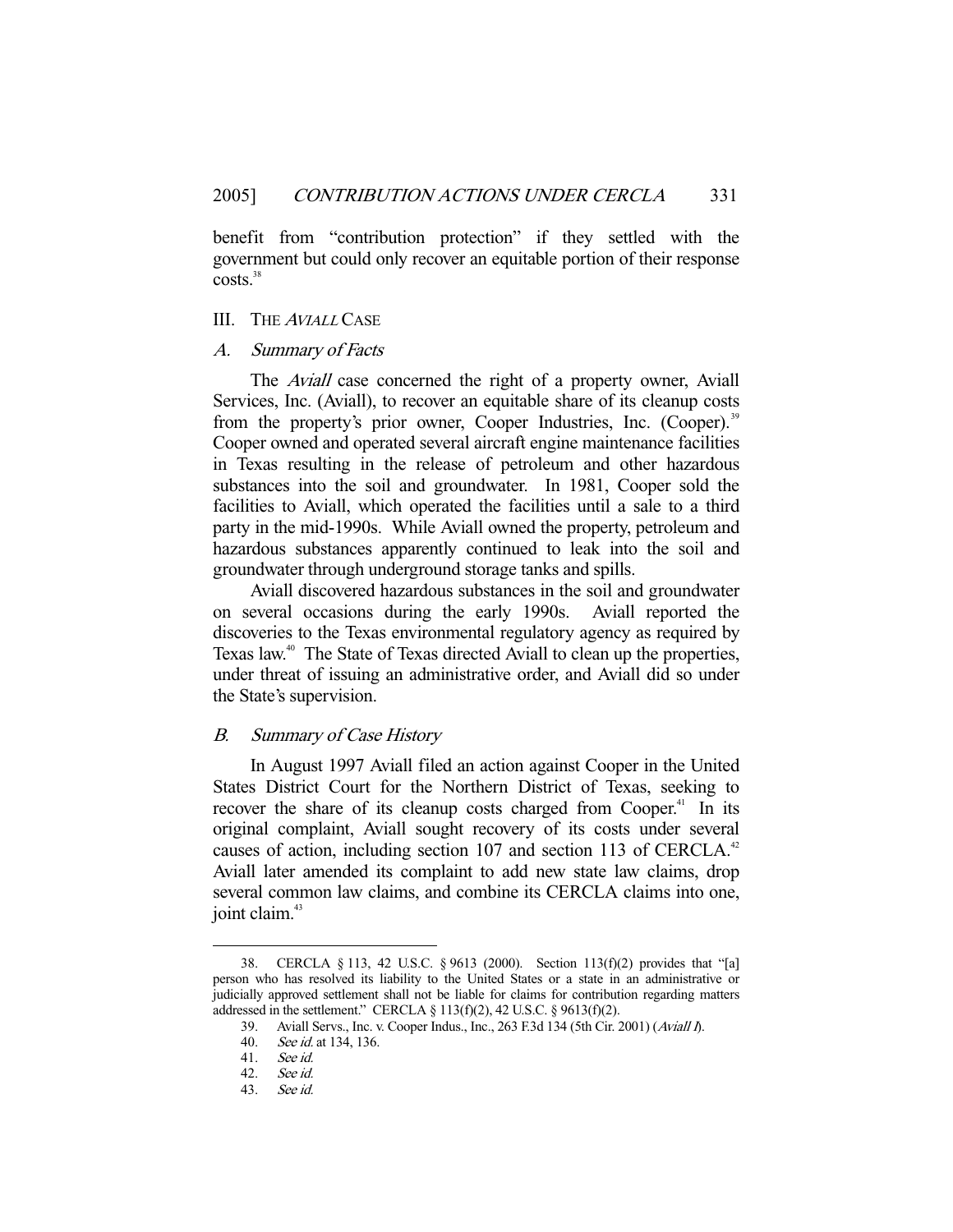benefit from "contribution protection" if they settled with the government but could only recover an equitable portion of their response costs.[38]

## III. THE *AVIALL* CASE

### *A. Summary of Facts*

The *Aviall* case concerned the right of a property owner, Aviall Services, Inc. (Aviall), to recover an equitable share of its cleanup costs from the property's prior owner, Cooper Industries, Inc. (Cooper).[39] Cooper owned and operated several aircraft engine maintenance facilities in Texas resulting in the release of petroleum and other hazardous substances into the soil and groundwater. In 1981, Cooper sold the facilities to Aviall, which operated the facilities until a sale to a third party in the mid-1990s. While Aviall owned the property, petroleum and hazardous substances apparently continued to leak into the soil and groundwater through underground storage tanks and spills.

Aviall discovered hazardous substances in the soil and groundwater on several occasions during the early 1990s. Aviall reported the discoveries to the Texas environmental regulatory agency as required by Texas law.[40] The State of Texas directed Aviall to clean up the properties, under threat of issuing an administrative order, and Aviall did so under the State's supervision.

### *B. Summary of Case History*

In August 1997 Aviall filed an action against Cooper in the United States District Court for the Northern District of Texas, seeking to recover the share of its cleanup costs charged from Cooper.[41] In its original complaint, Aviall sought recovery of its costs under several causes of action, including section 107 and section 113 of CERCLA.[42] Aviall later amended its complaint to add new state law claims, drop several common law claims, and combine its CERCLA claims into one, joint claim.[43]

---

38. CERCLA § 113, 42 U.S.C. § 9613 (2000). Section 113(f)(2) provides that "[a] person who has resolved its liability to the United States or a state in an administrative or judicially approved settlement shall not be liable for claims for contribution regarding matters addressed in the settlement." CERCLA § 113(f)(2), 42 U.S.C. § 9613(f)(2).

39. Aviall Servs., Inc. v. Cooper Indus., Inc., 263 F.3d 134 (5th Cir. 2001) (*Aviall I*).

40. *See id.* at 134, 136.

41. *See id.*

42. *See id.*

43. *See id.*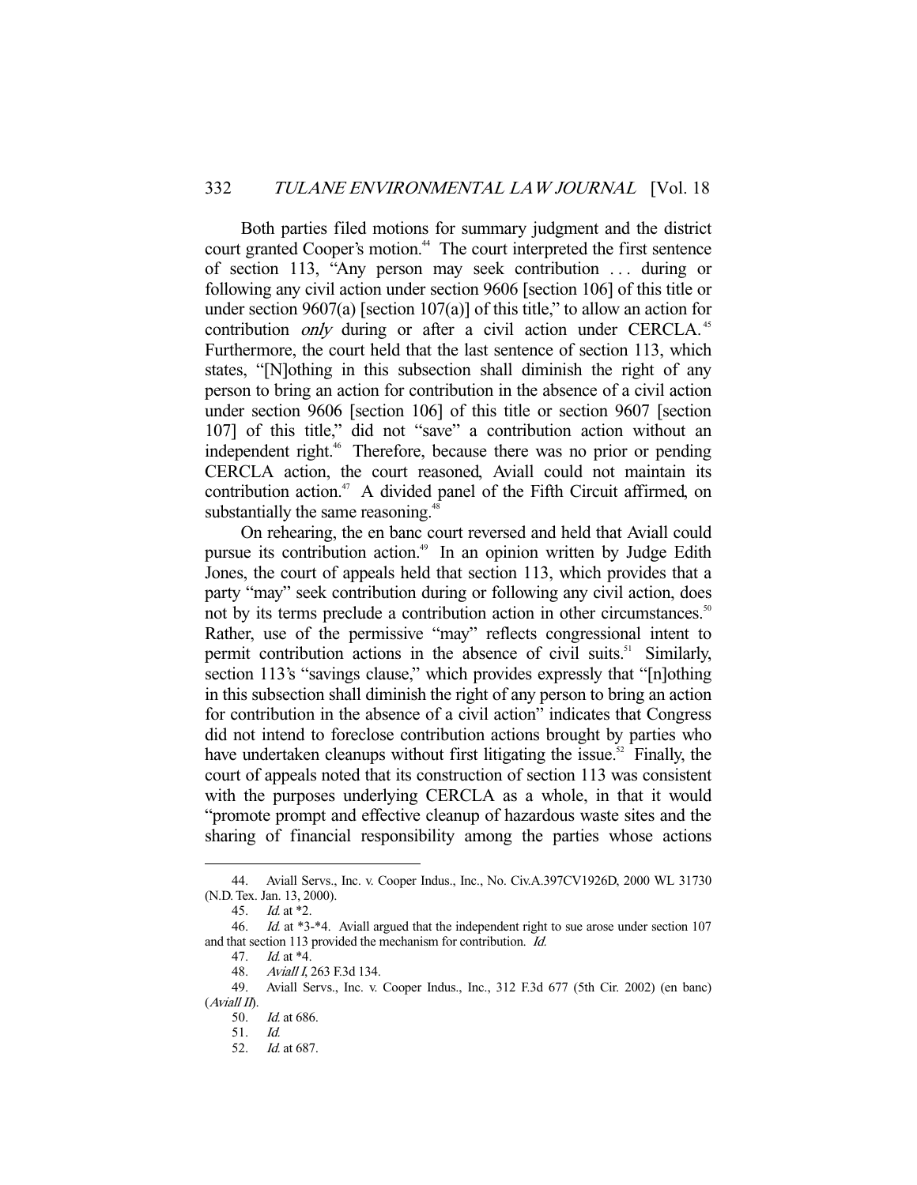Both parties filed motions for summary judgment and the district court granted Cooper's motion.[44] The court interpreted the first sentence of section 113, "Any person may seek contribution . . . during or following any civil action under section 9606 [section 106] of this title or under section 9607(a) [section 107(a)] of this title," to allow an action for contribution *only* during or after a civil action under CERCLA.[45] Furthermore, the court held that the last sentence of section 113, which states, "[N]othing in this subsection shall diminish the right of any person to bring an action for contribution in the absence of a civil action under section 9606 [section 106] of this title or section 9607 [section 107] of this title," did not "save" a contribution action without an independent right.[46] Therefore, because there was no prior or pending CERCLA action, the court reasoned, Aviall could not maintain its contribution action.[47] A divided panel of the Fifth Circuit affirmed, on substantially the same reasoning.[48]

On rehearing, the en banc court reversed and held that Aviall could pursue its contribution action.[49] In an opinion written by Judge Edith Jones, the court of appeals held that section 113, which provides that a party "may" seek contribution during or following any civil action, does not by its terms preclude a contribution action in other circumstances.[50] Rather, use of the permissive "may" reflects congressional intent to permit contribution actions in the absence of civil suits.[51] Similarly, section 113's "savings clause," which provides expressly that "[n]othing in this subsection shall diminish the right of any person to bring an action for contribution in the absence of a civil action" indicates that Congress did not intend to foreclose contribution actions brought by parties who have undertaken cleanups without first litigating the issue.[52] Finally, the court of appeals noted that its construction of section 113 was consistent with the purposes underlying CERCLA as a whole, in that it would "promote prompt and effective cleanup of hazardous waste sites and the sharing of financial responsibility among the parties whose actions

---

44. Aviall Servs., Inc. v. Cooper Indus., Inc., No. Civ.A.397CV1926D, 2000 WL 31730 (N.D. Tex. Jan. 13, 2000).

45. *Id.* at *2.

46. *Id.* at *3-*4. Aviall argued that the independent right to sue arose under section 107 and that section 113 provided the mechanism for contribution. *Id.*

47. *Id.* at *4.

48. *Aviall I*, 263 F.3d 134.

49. Aviall Servs., Inc. v. Cooper Indus., Inc., 312 F.3d 677 (5th Cir. 2002) (en banc) (*Aviall II*).

50. *Id.* at 686.

51. *Id.*

52. *Id.* at 687.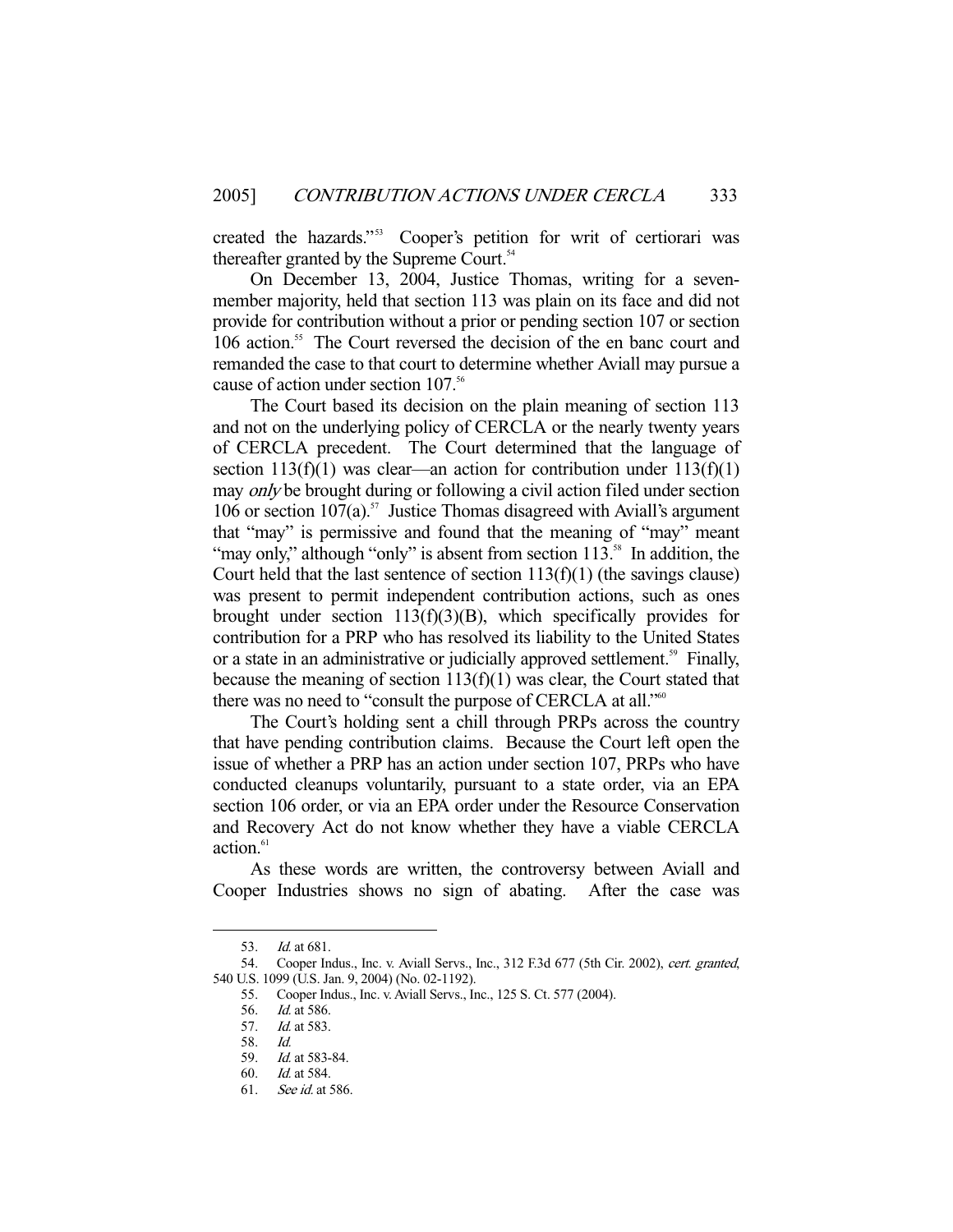created the hazards."[53] Cooper's petition for writ of certiorari was thereafter granted by the Supreme Court.[54]

On December 13, 2004, Justice Thomas, writing for a seven-member majority, held that section 113 was plain on its face and did not provide for contribution without a prior or pending section 107 or section 106 action.[55] The Court reversed the decision of the en banc court and remanded the case to that court to determine whether Aviall may pursue a cause of action under section 107.[56]

The Court based its decision on the plain meaning of section 113 and not on the underlying policy of CERCLA or the nearly twenty years of CERCLA precedent. The Court determined that the language of section 113(f)(1) was clear—an action for contribution under 113(f)(1) may *only* be brought during or following a civil action filed under section 106 or section 107(a).[57] Justice Thomas disagreed with Aviall's argument that "may" is permissive and found that the meaning of "may" meant "may only," although "only" is absent from section 113.[58] In addition, the Court held that the last sentence of section 113(f)(1) (the savings clause) was present to permit independent contribution actions, such as ones brought under section 113(f)(3)(B), which specifically provides for contribution for a PRP who has resolved its liability to the United States or a state in an administrative or judicially approved settlement.[59] Finally, because the meaning of section 113(f)(1) was clear, the Court stated that there was no need to "consult the purpose of CERCLA at all."[60]

The Court's holding sent a chill through PRPs across the country that have pending contribution claims. Because the Court left open the issue of whether a PRP has an action under section 107, PRPs who have conducted cleanups voluntarily, pursuant to a state order, via an EPA section 106 order, or via an EPA order under the Resource Conservation and Recovery Act do not know whether they have a viable CERCLA action.[61]

As these words are written, the controversy between Aviall and Cooper Industries shows no sign of abating. After the case was

---

53. *Id.* at 681.

54. Cooper Indus., Inc. v. Aviall Servs., Inc., 312 F.3d 677 (5th Cir. 2002), *cert. granted*, 540 U.S. 1099 (U.S. Jan. 9, 2004) (No. 02-1192).

55. Cooper Indus., Inc. v. Aviall Servs., Inc., 125 S. Ct. 577 (2004).

56. *Id.* at 586.

57. *Id.* at 583.

58. *Id.*

59. *Id.* at 583-84.

60. *Id.* at 584.

61. *See id.* at 586.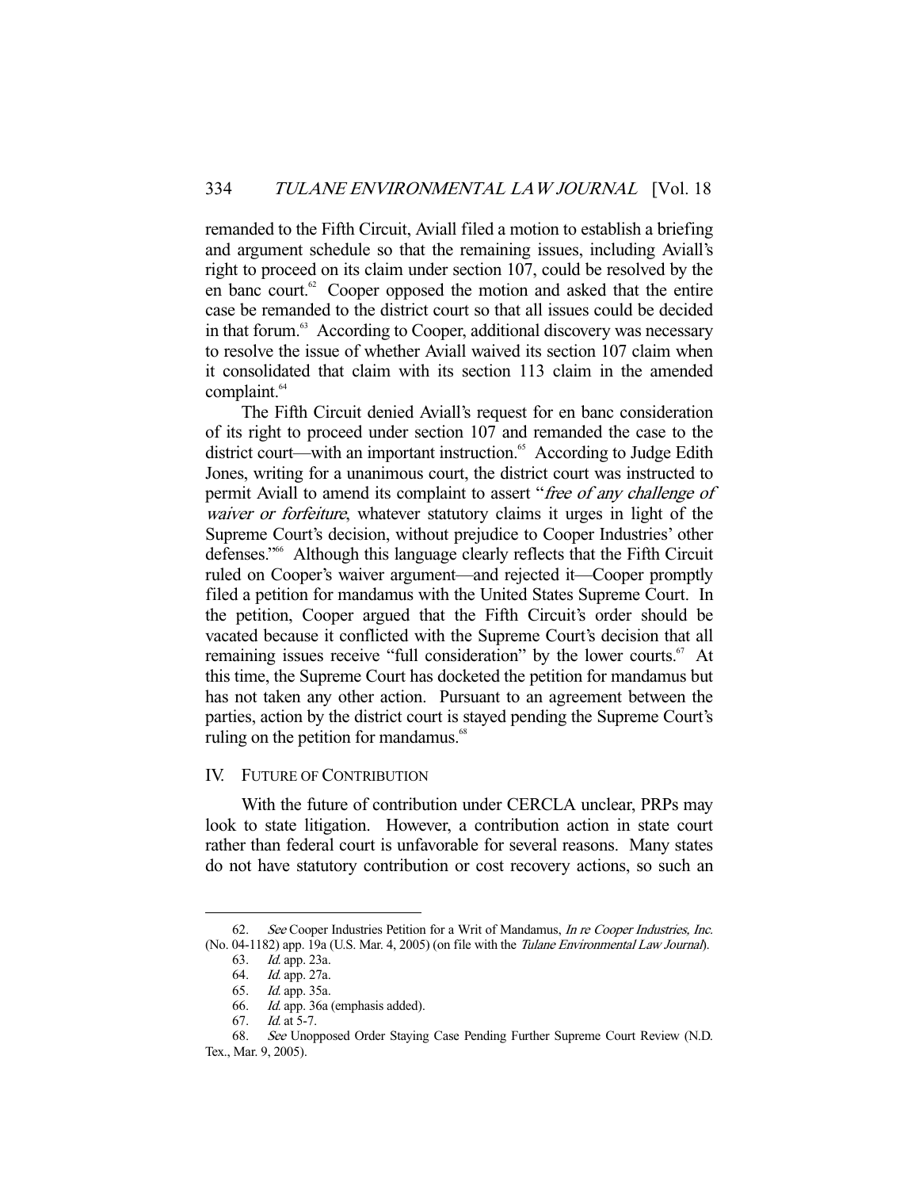remanded to the Fifth Circuit, Aviall filed a motion to establish a briefing and argument schedule so that the remaining issues, including Aviall's right to proceed on its claim under section 107, could be resolved by the en banc court.[62] Cooper opposed the motion and asked that the entire case be remanded to the district court so that all issues could be decided in that forum.[63] According to Cooper, additional discovery was necessary to resolve the issue of whether Aviall waived its section 107 claim when it consolidated that claim with its section 113 claim in the amended complaint.[64]

The Fifth Circuit denied Aviall's request for en banc consideration of its right to proceed under section 107 and remanded the case to the district court—with an important instruction.[65] According to Judge Edith Jones, writing for a unanimous court, the district court was instructed to permit Aviall to amend its complaint to assert "*free of any challenge of waiver or forfeiture*, whatever statutory claims it urges in light of the Supreme Court's decision, without prejudice to Cooper Industries' other defenses."[66] Although this language clearly reflects that the Fifth Circuit ruled on Cooper's waiver argument—and rejected it—Cooper promptly filed a petition for mandamus with the United States Supreme Court. In the petition, Cooper argued that the Fifth Circuit's order should be vacated because it conflicted with the Supreme Court's decision that all remaining issues receive "full consideration" by the lower courts.[67] At this time, the Supreme Court has docketed the petition for mandamus but has not taken any other action. Pursuant to an agreement between the parties, action by the district court is stayed pending the Supreme Court's ruling on the petition for mandamus.[68]

## IV. FUTURE OF CONTRIBUTION

With the future of contribution under CERCLA unclear, PRPs may look to state litigation. However, a contribution action in state court rather than federal court is unfavorable for several reasons. Many states do not have statutory contribution or cost recovery actions, so such an

---

62. *See* Cooper Industries Petition for a Writ of Mandamus, *In re Cooper Industries, Inc.* (No. 04-1182) app. 19a (U.S. Mar. 4, 2005) (on file with the *Tulane Environmental Law Journal*).

63. *Id.* app. 23a.

64. *Id.* app. 27a.

65. *Id.* app. 35a.

66. *Id.* app. 36a (emphasis added).

67. *Id.* at 5-7.

68. *See* Unopposed Order Staying Case Pending Further Supreme Court Review (N.D. Tex., Mar. 9, 2005).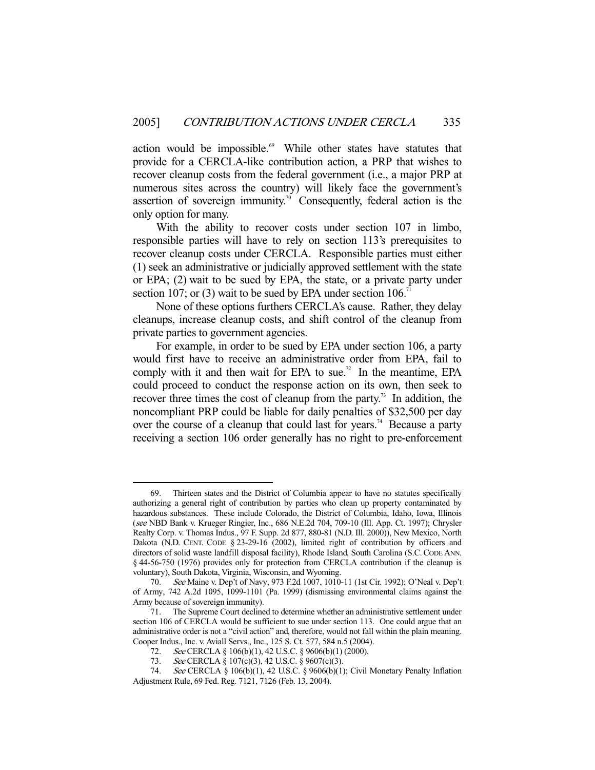action would be impossible.[69] While other states have statutes that provide for a CERCLA-like contribution action, a PRP that wishes to recover cleanup costs from the federal government (i.e., a major PRP at numerous sites across the country) will likely face the government's assertion of sovereign immunity.[70] Consequently, federal action is the only option for many.

With the ability to recover costs under section 107 in limbo, responsible parties will have to rely on section 113's prerequisites to recover cleanup costs under CERCLA. Responsible parties must either (1) seek an administrative or judicially approved settlement with the state or EPA; (2) wait to be sued by EPA, the state, or a private party under section 107; or (3) wait to be sued by EPA under section 106.[71]

None of these options furthers CERCLA's cause. Rather, they delay cleanups, increase cleanup costs, and shift control of the cleanup from private parties to government agencies.

For example, in order to be sued by EPA under section 106, a party would first have to receive an administrative order from EPA, fail to comply with it and then wait for EPA to sue.[72] In the meantime, EPA could proceed to conduct the response action on its own, then seek to recover three times the cost of cleanup from the party.[73] In addition, the noncompliant PRP could be liable for daily penalties of $32,500 per day over the course of a cleanup that could last for years.[74] Because a party receiving a section 106 order generally has no right to pre-enforcement

---

69. Thirteen states and the District of Columbia appear to have no statutes specifically authorizing a general right of contribution by parties who clean up property contaminated by hazardous substances. These include Colorado, the District of Columbia, Idaho, Iowa, Illinois (*see* NBD Bank v. Krueger Ringier, Inc., 686 N.E.2d 704, 709-10 (Ill. App. Ct. 1997); Chrysler Realty Corp. v. Thomas Indus., 97 F. Supp. 2d 877, 880-81 (N.D. Ill. 2000)), New Mexico, North Dakota (N.D. CENT. CODE § 23-29-16 (2002), limited right of contribution by officers and directors of solid waste landfill disposal facility), Rhode Island, South Carolina (S.C. CODE ANN. § 44-56-750 (1976) provides only for protection from CERCLA contribution if the cleanup is voluntary), South Dakota, Virginia, Wisconsin, and Wyoming.

70. *See* Maine v. Dep't of Navy, 973 F.2d 1007, 1010-11 (1st Cir. 1992); O'Neal v. Dep't of Army, 742 A.2d 1095, 1099-1101 (Pa. 1999) (dismissing environmental claims against the Army because of sovereign immunity).

71. The Supreme Court declined to determine whether an administrative settlement under section 106 of CERCLA would be sufficient to sue under section 113. One could argue that an administrative order is not a "civil action" and, therefore, would not fall within the plain meaning. Cooper Indus., Inc. v. Aviall Servs., Inc., 125 S. Ct. 577, 584 n.5 (2004).

72. *See* CERCLA § 106(b)(1), 42 U.S.C. § 9606(b)(1) (2000).

73. *See* CERCLA § 107(c)(3), 42 U.S.C. § 9607(c)(3).

74. *See* CERCLA § 106(b)(1), 42 U.S.C. § 9606(b)(1); Civil Monetary Penalty Inflation Adjustment Rule, 69 Fed. Reg. 7121, 7126 (Feb. 13, 2004).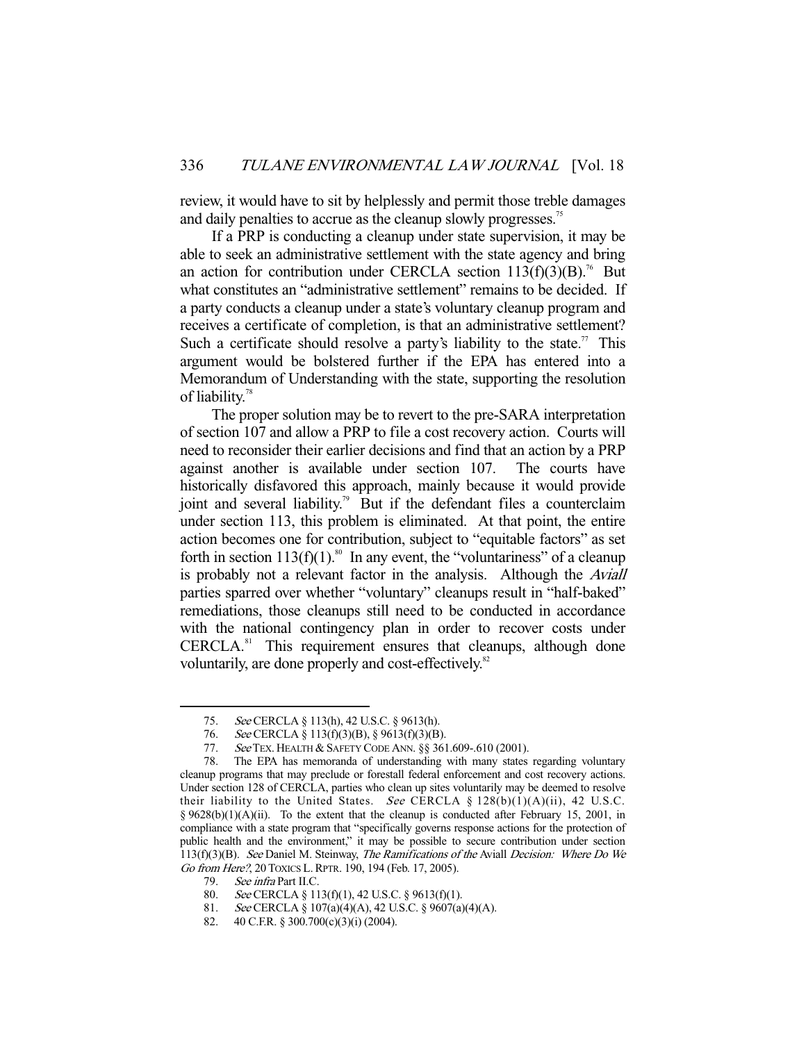review, it would have to sit by helplessly and permit those treble damages and daily penalties to accrue as the cleanup slowly progresses.[75]

If a PRP is conducting a cleanup under state supervision, it may be able to seek an administrative settlement with the state agency and bring an action for contribution under CERCLA section 113(f)(3)(B).[76] But what constitutes an "administrative settlement" remains to be decided. If a party conducts a cleanup under a state's voluntary cleanup program and receives a certificate of completion, is that an administrative settlement? Such a certificate should resolve a party's liability to the state.[77] This argument would be bolstered further if the EPA has entered into a Memorandum of Understanding with the state, supporting the resolution of liability.[78]

The proper solution may be to revert to the pre-SARA interpretation of section 107 and allow a PRP to file a cost recovery action. Courts will need to reconsider their earlier decisions and find that an action by a PRP against another is available under section 107. The courts have historically disfavored this approach, mainly because it would provide joint and several liability.[79] But if the defendant files a counterclaim under section 113, this problem is eliminated. At that point, the entire action becomes one for contribution, subject to "equitable factors" as set forth in section 113(f)(1).[80] In any event, the "voluntariness" of a cleanup is probably not a relevant factor in the analysis. Although the *Aviall* parties sparred over whether "voluntary" cleanups result in "half-baked" remediations, those cleanups still need to be conducted in accordance with the national contingency plan in order to recover costs under CERCLA.[81] This requirement ensures that cleanups, although done voluntarily, are done properly and cost-effectively.[82]

---

75. *See* CERCLA § 113(h), 42 U.S.C. § 9613(h).

76. *See* CERCLA § 113(f)(3)(B), § 9613(f)(3)(B).

77. *See* TEX. HEALTH & SAFETY CODE ANN. §§ 361.609-.610 (2001).

78. The EPA has memoranda of understanding with many states regarding voluntary cleanup programs that may preclude or forestall federal enforcement and cost recovery actions. Under section 128 of CERCLA, parties who clean up sites voluntarily may be deemed to resolve their liability to the United States. *See* CERCLA § 128(b)(1)(A)(ii), 42 U.S.C. § 9628(b)(1)(A)(ii). To the extent that the cleanup is conducted after February 15, 2001, in compliance with a state program that "specifically governs response actions for the protection of public health and the environment," it may be possible to secure contribution under section 113(f)(3)(B). *See* Daniel M. Steinway, *The Ramifications of the* Aviall *Decision: Where Do We Go from Here?*, 20 TOXICS L. RPTR. 190, 194 (Feb. 17, 2005).

79. *See infra* Part II.C.

80. *See* CERCLA § 113(f)(1), 42 U.S.C. § 9613(f)(1).

81. *See* CERCLA § 107(a)(4)(A), 42 U.S.C. § 9607(a)(4)(A).

82. 40 C.F.R. § 300.700(c)(3)(i) (2004).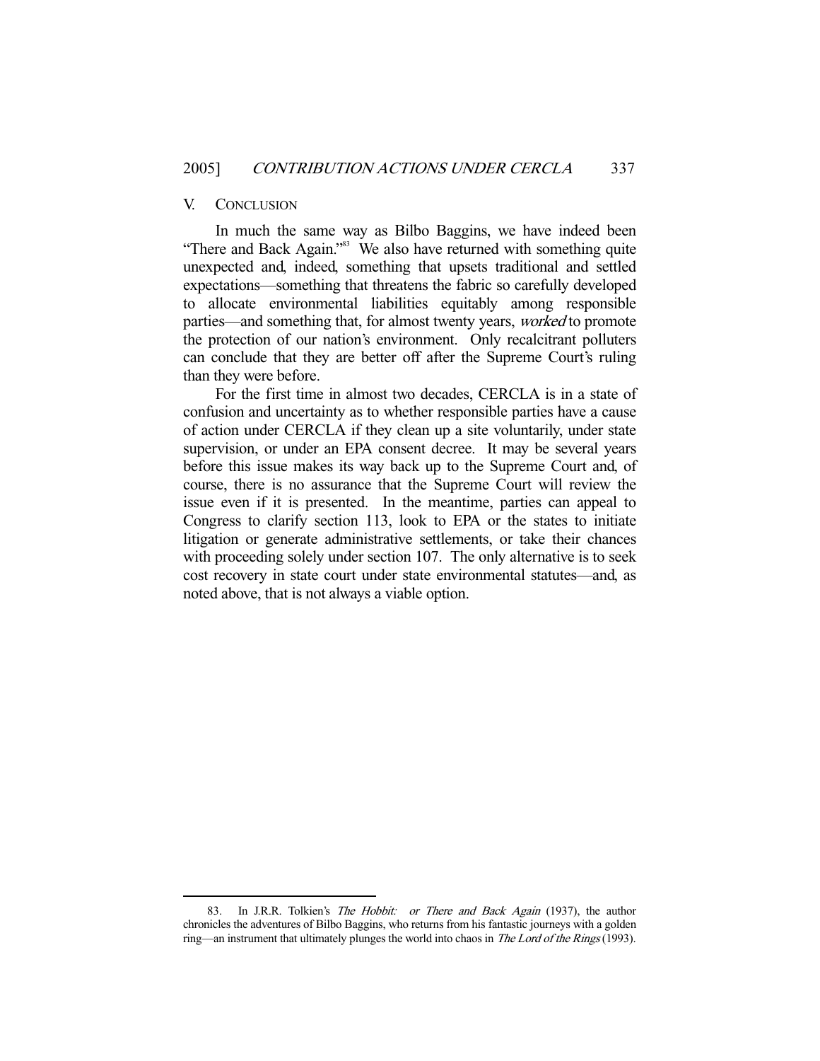## V. CONCLUSION

In much the same way as Bilbo Baggins, we have indeed been "There and Back Again."[83] We also have returned with something quite unexpected and, indeed, something that upsets traditional and settled expectations—something that threatens the fabric so carefully developed to allocate environmental liabilities equitably among responsible parties—and something that, for almost twenty years, *worked* to promote the protection of our nation's environment. Only recalcitrant polluters can conclude that they are better off after the Supreme Court's ruling than they were before.

For the first time in almost two decades, CERCLA is in a state of confusion and uncertainty as to whether responsible parties have a cause of action under CERCLA if they clean up a site voluntarily, under state supervision, or under an EPA consent decree. It may be several years before this issue makes its way back up to the Supreme Court and, of course, there is no assurance that the Supreme Court will review the issue even if it is presented. In the meantime, parties can appeal to Congress to clarify section 113, look to EPA or the states to initiate litigation or generate administrative settlements, or take their chances with proceeding solely under section 107. The only alternative is to seek cost recovery in state court under state environmental statutes—and, as noted above, that is not always a viable option.

---

83. In J.R.R. Tolkien's *The Hobbit: or There and Back Again* (1937), the author chronicles the adventures of Bilbo Baggins, who returns from his fantastic journeys with a golden ring—an instrument that ultimately plunges the world into chaos in *The Lord of the Rings* (1993).